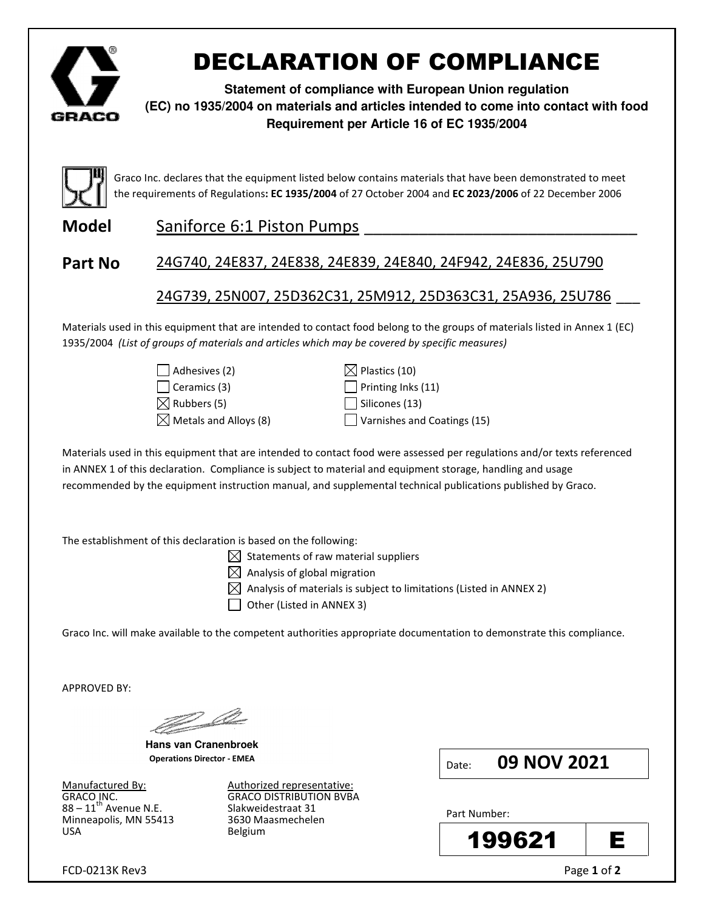# DECLARATION OF COMPLIANCE

**Statement of compliance with European Union regulation (EC) no 1935/2004 on materials and articles intended to come into contact with food**
**Requirement per Article 16 of EC 1935/2004**

Graco Inc. declares that the equipment listed below contains materials that have been demonstrated to meet the requirements of Regulations**: EC 1935/2004** of 27 October 2004 and **EC 2023/2006** of 22 December 2006

**Model** Saniforce 6:1 Piston Pumps

**Part No** 24G740, 24E837, 24E838, 24E839, 24E840, 24F942, 24E836, 25U790
24G739, 25N007, 25D362C31, 25M912, 25D363C31, 25A936, 25U786

Materials used in this equipment that are intended to contact food belong to the groups of materials listed in Annex 1 (EC) 1935/2004 *(List of groups of materials and articles which may be covered by specific measures)*

- ☐ Adhesives (2)
- ☐ Ceramics (3)
- ☒ Rubbers (5)
- ☒ Metals and Alloys (8)
- ☒ Plastics (10)
- ☐ Printing Inks (11)
- ☐ Silicones (13)
- ☐ Varnishes and Coatings (15)

Materials used in this equipment that are intended to contact food were assessed per regulations and/or texts referenced in ANNEX 1 of this declaration. Compliance is subject to material and equipment storage, handling and usage recommended by the equipment instruction manual, and supplemental technical publications published by Graco.

The establishment of this declaration is based on the following:

- ☒ Statements of raw material suppliers
- ☒ Analysis of global migration
- ☒ Analysis of materials is subject to limitations (Listed in ANNEX 2)
- ☐ Other (Listed in ANNEX 3)

Graco Inc. will make available to the competent authorities appropriate documentation to demonstrate this compliance.

APPROVED BY:

**Hans van Cranenbroek**
**Operations Director - EMEA**

Date: **09 NOV 2021**

Manufactured By:
GRACO INC.
88 – 11th Avenue N.E.
Minneapolis, MN 55413
USA

Authorized representative:
GRACO DISTRIBUTION BVBA
Slakweidestraat 31
3630 Maasmechelen
Belgium

Part Number: **199621** | **E**

FCD-0213K Rev3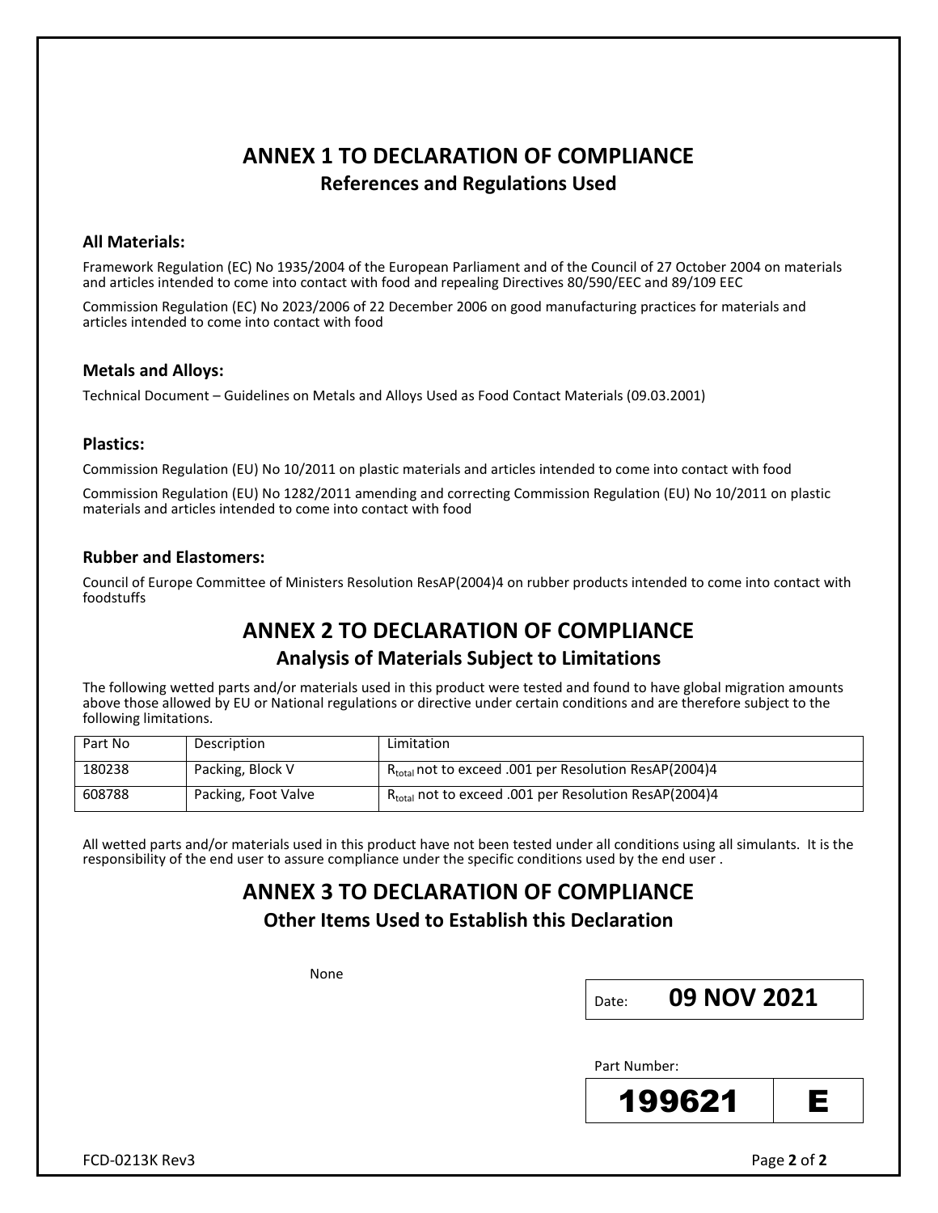# ANNEX 1 TO DECLARATION OF COMPLIANCE

## References and Regulations Used

### All Materials:

Framework Regulation (EC) No 1935/2004 of the European Parliament and of the Council of 27 October 2004 on materials and articles intended to come into contact with food and repealing Directives 80/590/EEC and 89/109 EEC

Commission Regulation (EC) No 2023/2006 of 22 December 2006 on good manufacturing practices for materials and articles intended to come into contact with food

### Metals and Alloys:

Technical Document – Guidelines on Metals and Alloys Used as Food Contact Materials (09.03.2001)

### Plastics:

Commission Regulation (EU) No 10/2011 on plastic materials and articles intended to come into contact with food

Commission Regulation (EU) No 1282/2011 amending and correcting Commission Regulation (EU) No 10/2011 on plastic materials and articles intended to come into contact with food

### Rubber and Elastomers:

Council of Europe Committee of Ministers Resolution ResAP(2004)4 on rubber products intended to come into contact with foodstuffs

# ANNEX 2 TO DECLARATION OF COMPLIANCE

## Analysis of Materials Subject to Limitations

The following wetted parts and/or materials used in this product were tested and found to have global migration amounts above those allowed by EU or National regulations or directive under certain conditions and are therefore subject to the following limitations.

| Part No | Description | Limitation |
|---|---|---|
| 180238 | Packing, Block V | $R_{total}$ not to exceed .001 per Resolution ResAP(2004)4 |
| 608788 | Packing, Foot Valve | $R_{total}$ not to exceed .001 per Resolution ResAP(2004)4 |

All wetted parts and/or materials used in this product have not been tested under all conditions using all simulants. It is the responsibility of the end user to assure compliance under the specific conditions used by the end user .

# ANNEX 3 TO DECLARATION OF COMPLIANCE

## Other Items Used to Establish this Declaration

None

Date: **09 NOV 2021**

Part Number:

| | |
|---|---|
| **199621** | **E** |

FCD-0213K Rev3